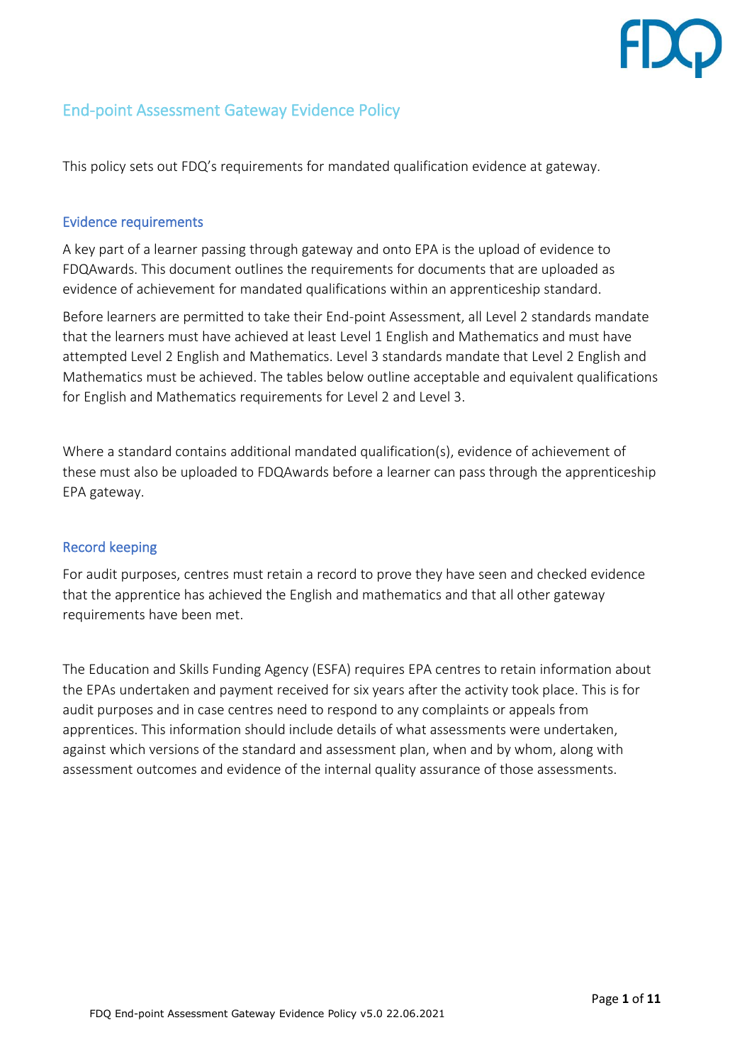# End-point Assessment Gateway Evidence Policy

This policy sets out FDQ's requirements for mandated qualification evidence at gateway.

## Evidence requirements

A key part of a learner passing through gateway and onto EPA is the upload of evidence to FDQAwards. This document outlines the requirements for documents that are uploaded as evidence of achievement for mandated qualifications within an apprenticeship standard.

Before learners are permitted to take their End-point Assessment, all Level 2 standards mandate that the learners must have achieved at least Level 1 English and Mathematics and must have attempted Level 2 English and Mathematics. Level 3 standards mandate that Level 2 English and Mathematics must be achieved. The tables below outline acceptable and equivalent qualifications for English and Mathematics requirements for Level 2 and Level 3.

Where a standard contains additional mandated qualification(s), evidence of achievement of these must also be uploaded to FDQAwards before a learner can pass through the apprenticeship EPA gateway.

## Record keeping

For audit purposes, centres must retain a record to prove they have seen and checked evidence that the apprentice has achieved the English and mathematics and that all other gateway requirements have been met.

The Education and Skills Funding Agency (ESFA) requires EPA centres to retain information about the EPAs undertaken and payment received for six years after the activity took place. This is for audit purposes and in case centres need to respond to any complaints or appeals from apprentices. This information should include details of what assessments were undertaken, against which versions of the standard and assessment plan, when and by whom, along with assessment outcomes and evidence of the internal quality assurance of those assessments.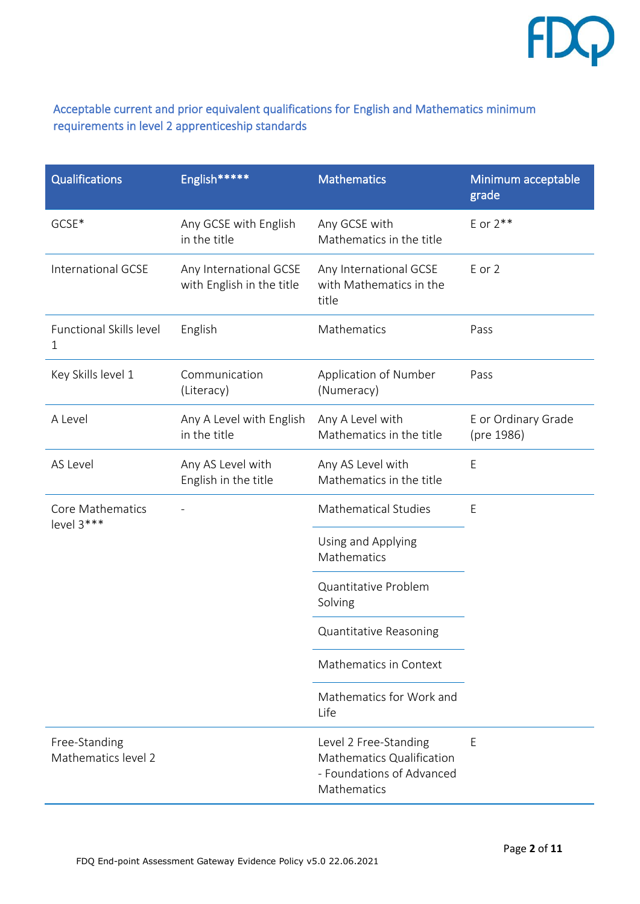## Acceptable current and prior equivalent qualifications for English and Mathematics minimum requirements in level 2 apprenticeship standards

| Qualifications | English***** | Mathematics | Minimum acceptable grade |
|---|---|---|---|
| GCSE* | Any GCSE with English in the title | Any GCSE with Mathematics in the title | E or 2** |
| International GCSE | Any International GCSE with English in the title | Any International GCSE with Mathematics in the title | E or 2 |
| Functional Skills level 1 | English | Mathematics | Pass |
| Key Skills level 1 | Communication (Literacy) | Application of Number (Numeracy) | Pass |
| A Level | Any A Level with English in the title | Any A Level with Mathematics in the title | E or Ordinary Grade (pre 1986) |
| AS Level | Any AS Level with English in the title | Any AS Level with Mathematics in the title | E |
| Core Mathematics level 3*** | - | Mathematical Studies | E |
| | | Using and Applying Mathematics | |
| | | Quantitative Problem Solving | |
| | | Quantitative Reasoning | |
| | | Mathematics in Context | |
| | | Mathematics for Work and Life | |
| Free-Standing Mathematics level 2 | | Level 2 Free-Standing Mathematics Qualification - Foundations of Advanced Mathematics | E |

FDQ End-point Assessment Gateway Evidence Policy v5.0 22.06.2021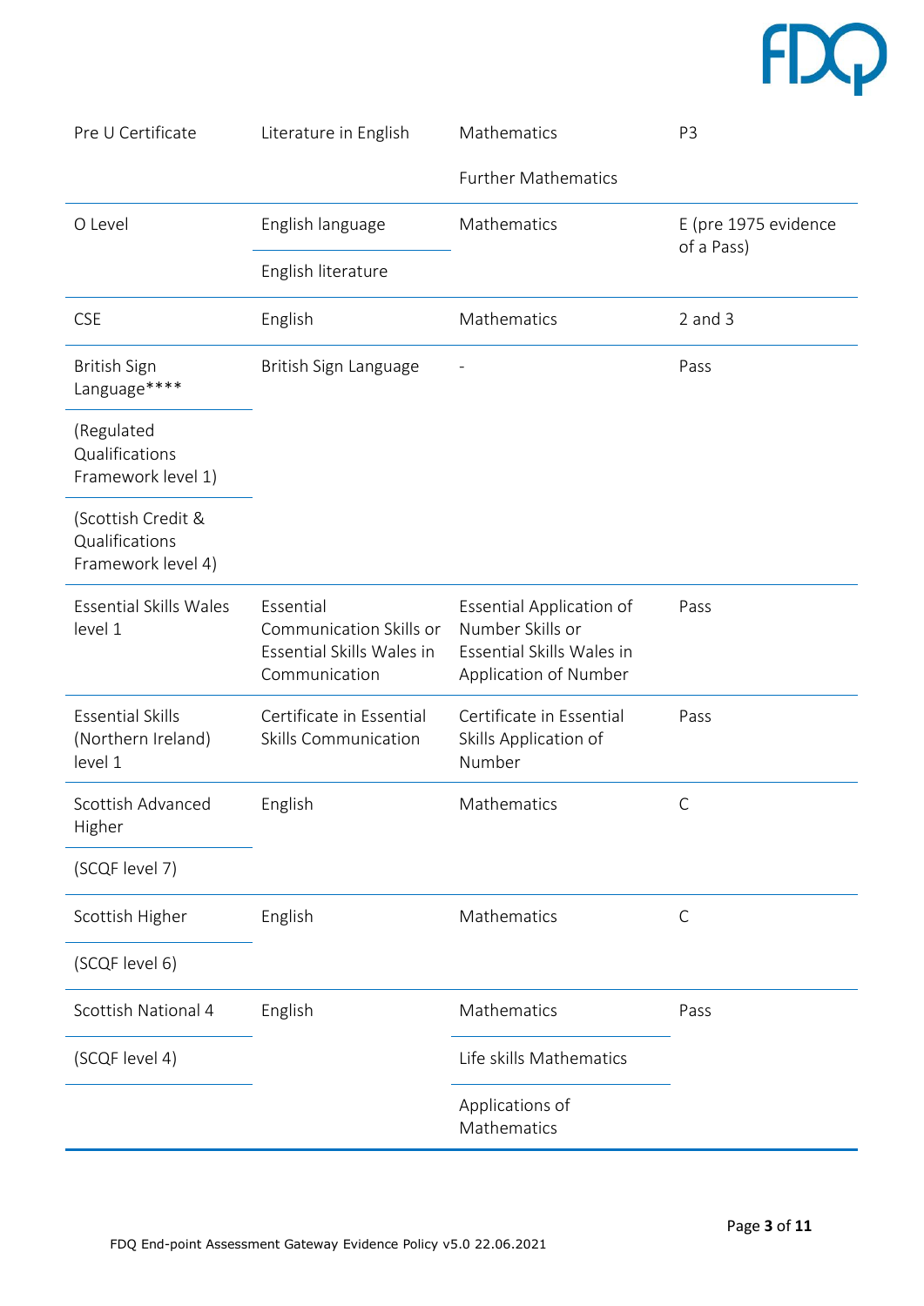| | | | |
|---|---|---|---|
| Pre U Certificate | Literature in English | Mathematics<br><br>Further Mathematics | P3 |
| O Level | English language<br><br>English literature | Mathematics | E (pre 1975 evidence of a Pass) |
| CSE | English | Mathematics | 2 and 3 |
| British Sign Language****<br><br>(Regulated Qualifications Framework level 1)<br><br>(Scottish Credit & Qualifications Framework level 4) | British Sign Language | - | Pass |
| Essential Skills Wales level 1 | Essential Communication Skills or Essential Skills Wales in Communication | Essential Application of Number Skills or Essential Skills Wales in Application of Number | Pass |
| Essential Skills (Northern Ireland) level 1 | Certificate in Essential Skills Communication | Certificate in Essential Skills Application of Number | Pass |
| Scottish Advanced Higher<br><br>(SCQF level 7) | English | Mathematics | C |
| Scottish Higher<br><br>(SCQF level 6) | English | Mathematics | C |
| Scottish National 4<br><br>(SCQF level 4) | English | Mathematics<br><br>Life skills Mathematics<br><br>Applications of Mathematics | Pass |

FDQ End-point Assessment Gateway Evidence Policy v5.0 22.06.2021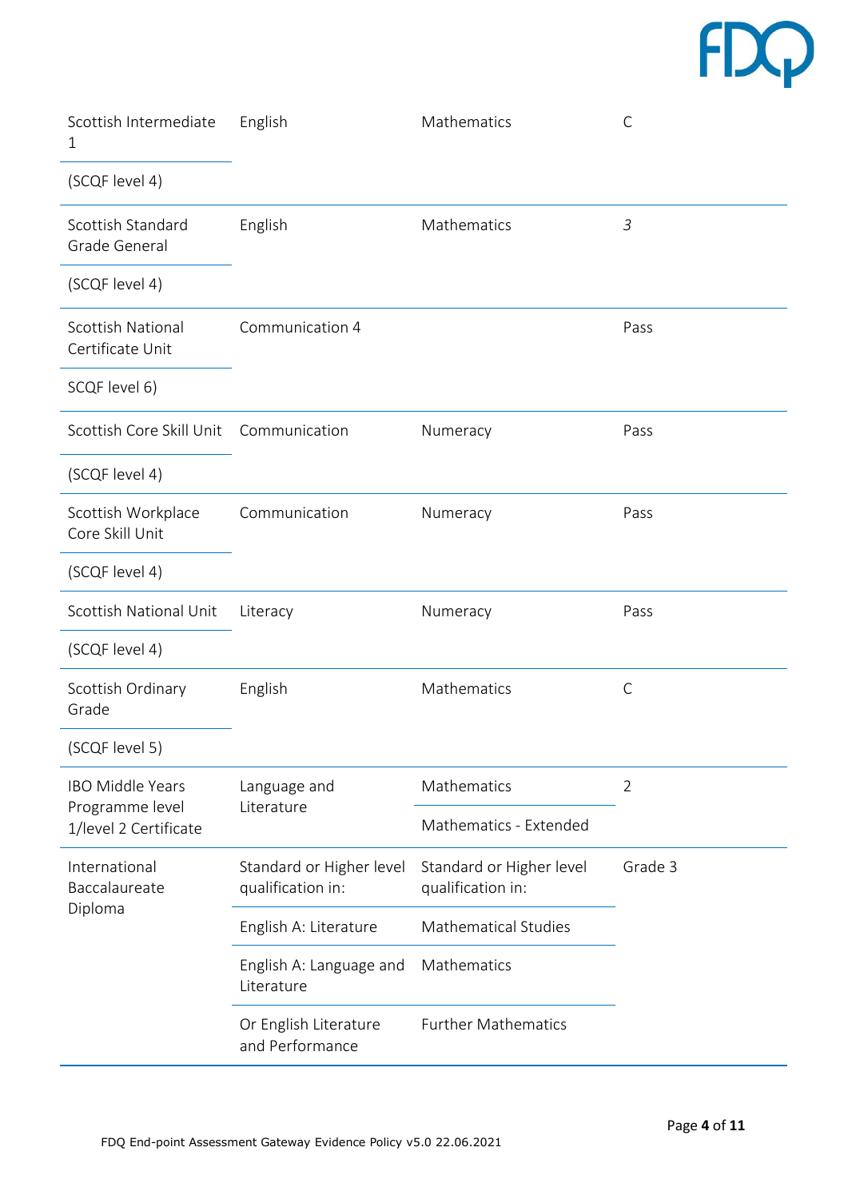| | | | |
|---|---|---|---|
| Scottish Intermediate 1<br>(SCQF level 4) | English | Mathematics | C |
| Scottish Standard Grade General<br>(SCQF level 4) | English | Mathematics | *3* |
| Scottish National Certificate Unit<br>SCQF level 6) | Communication 4 | | Pass |
| Scottish Core Skill Unit<br>(SCQF level 4) | Communication | Numeracy | Pass |
| Scottish Workplace Core Skill Unit<br>(SCQF level 4) | Communication | Numeracy | Pass |
| Scottish National Unit<br>(SCQF level 4) | Literacy | Numeracy | Pass |
| Scottish Ordinary Grade<br>(SCQF level 5) | English | Mathematics | C |
| IBO Middle Years Programme level 1/level 2 Certificate | Language and Literature | Mathematics | 2 |
| | | Mathematics - Extended | |
| International Baccalaureate Diploma | Standard or Higher level qualification in: | Standard or Higher level qualification in: | Grade 3 |
| | English A: Literature | Mathematical Studies | |
| | English A: Language and Literature | Mathematics | |
| | Or English Literature and Performance | Further Mathematics | |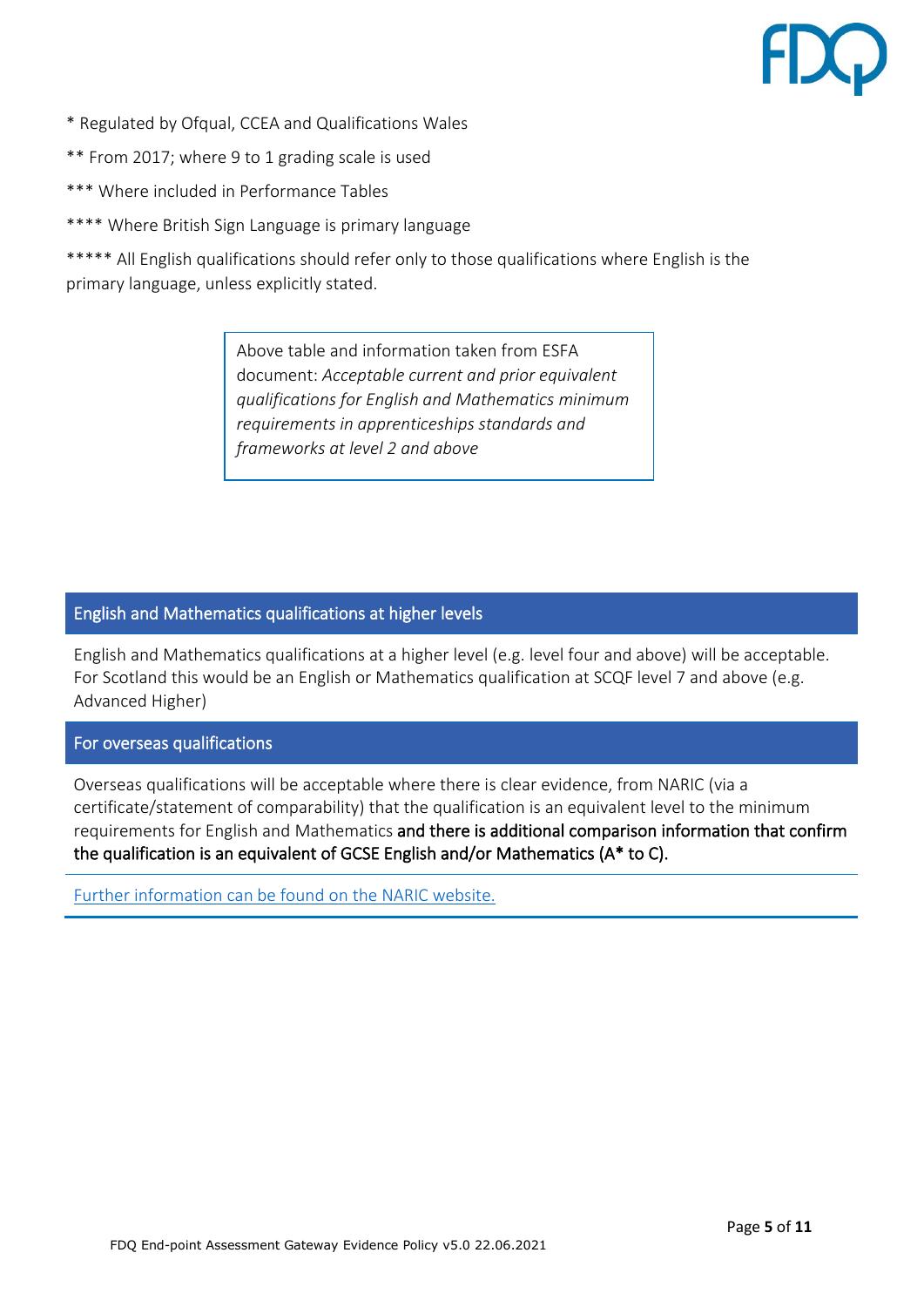* Regulated by Ofqual, CCEA and Qualifications Wales

** From 2017; where 9 to 1 grading scale is used

*** Where included in Performance Tables

**** Where British Sign Language is primary language

***** All English qualifications should refer only to those qualifications where English is the primary language, unless explicitly stated.

> Above table and information taken from ESFA document: *Acceptable current and prior equivalent qualifications for English and Mathematics minimum requirements in apprenticeships standards and frameworks at level 2 and above*

## English and Mathematics qualifications at higher levels

English and Mathematics qualifications at a higher level (e.g. level four and above) will be acceptable. For Scotland this would be an English or Mathematics qualification at SCQF level 7 and above (e.g. Advanced Higher)

## For overseas qualifications

Overseas qualifications will be acceptable where there is clear evidence, from NARIC (via a certificate/statement of comparability) that the qualification is an equivalent level to the minimum requirements for English and Mathematics **and there is additional comparison information that confirm the qualification is an equivalent of GCSE English and/or Mathematics (A* to C).**

Further information can be found on the NARIC website.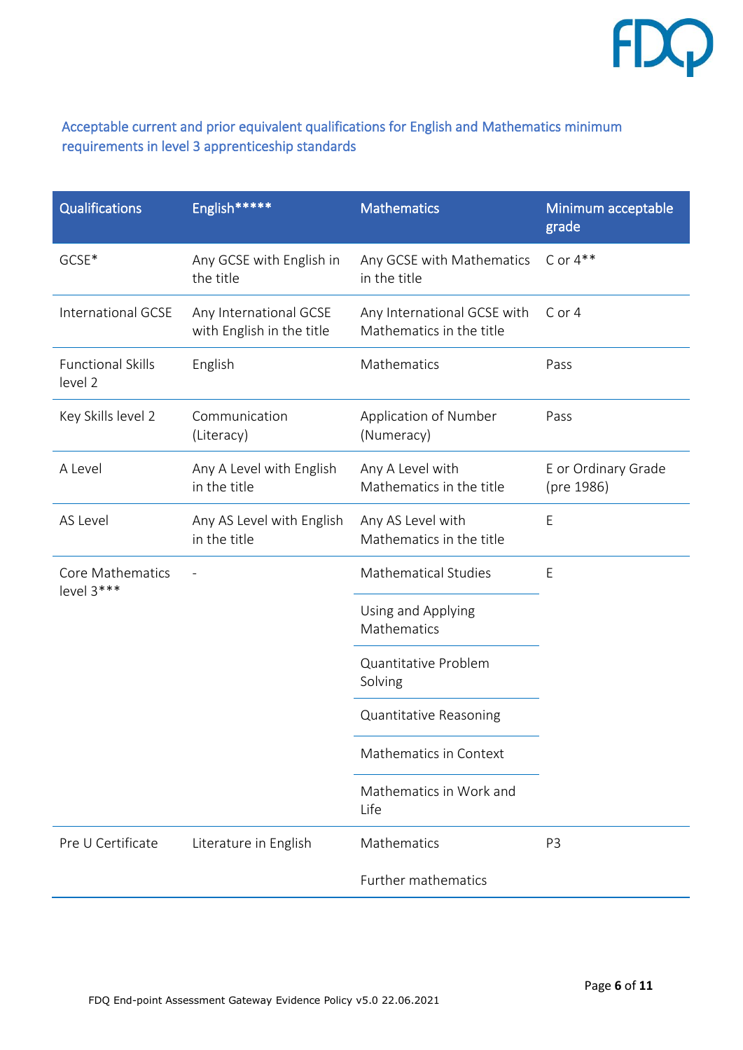## Acceptable current and prior equivalent qualifications for English and Mathematics minimum requirements in level 3 apprenticeship standards

| Qualifications | English***** | Mathematics | Minimum acceptable grade |
|---|---|---|---|
| GCSE* | Any GCSE with English in the title | Any GCSE with Mathematics in the title | C or 4** |
| International GCSE | Any International GCSE with English in the title | Any International GCSE with Mathematics in the title | C or 4 |
| Functional Skills level 2 | English | Mathematics | Pass |
| Key Skills level 2 | Communication (Literacy) | Application of Number (Numeracy) | Pass |
| A Level | Any A Level with English in the title | Any A Level with Mathematics in the title | E or Ordinary Grade (pre 1986) |
| AS Level | Any AS Level with English in the title | Any AS Level with Mathematics in the title | E |
| Core Mathematics level 3*** | - | Mathematical Studies | E |
| | | Using and Applying Mathematics | |
| | | Quantitative Problem Solving | |
| | | Quantitative Reasoning | |
| | | Mathematics in Context | |
| | | Mathematics in Work and Life | |
| Pre U Certificate | Literature in English | Mathematics | P3 |
| | | Further mathematics | |

FDQ End-point Assessment Gateway Evidence Policy v5.0 22.06.2021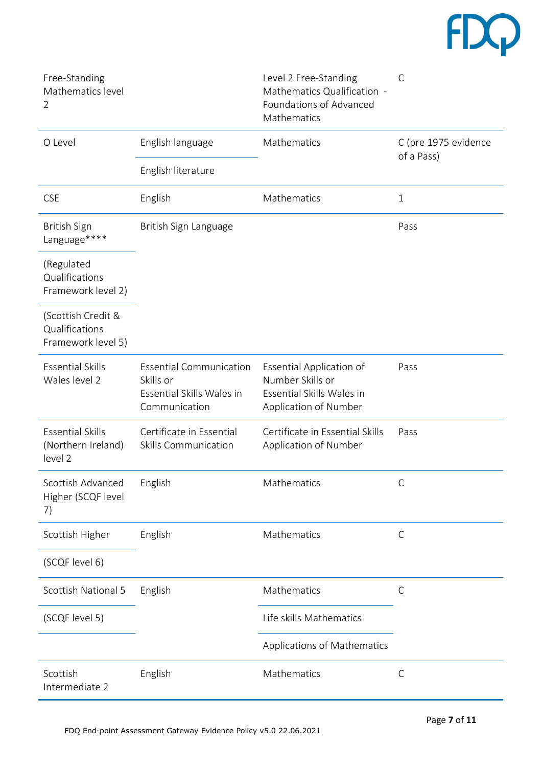| | | | |
|---|---|---|---|
| Free-Standing Mathematics level 2 | | Level 2 Free-Standing Mathematics Qualification - Foundations of Advanced Mathematics | C |
| O Level | English language | Mathematics | C (pre 1975 evidence of a Pass) |
| | English literature | | |
| CSE | English | Mathematics | 1 |
| British Sign Language**** | British Sign Language | | Pass |
| (Regulated Qualifications Framework level 2) | | | |
| (Scottish Credit & Qualifications Framework level 5) | | | |
| Essential Skills Wales level 2 | Essential Communication Skills or Essential Skills Wales in Communication | Essential Application of Number Skills or Essential Skills Wales in Application of Number | Pass |
| Essential Skills (Northern Ireland) level 2 | Certificate in Essential Skills Communication | Certificate in Essential Skills Application of Number | Pass |
| Scottish Advanced Higher (SCQF level 7) | English | Mathematics | C |
| Scottish Higher | English | Mathematics | C |
| (SCQF level 6) | | | |
| Scottish National 5 | English | Mathematics | C |
| (SCQF level 5) | | Life skills Mathematics | |
| | | Applications of Mathematics | |
| Scottish Intermediate 2 | English | Mathematics | C |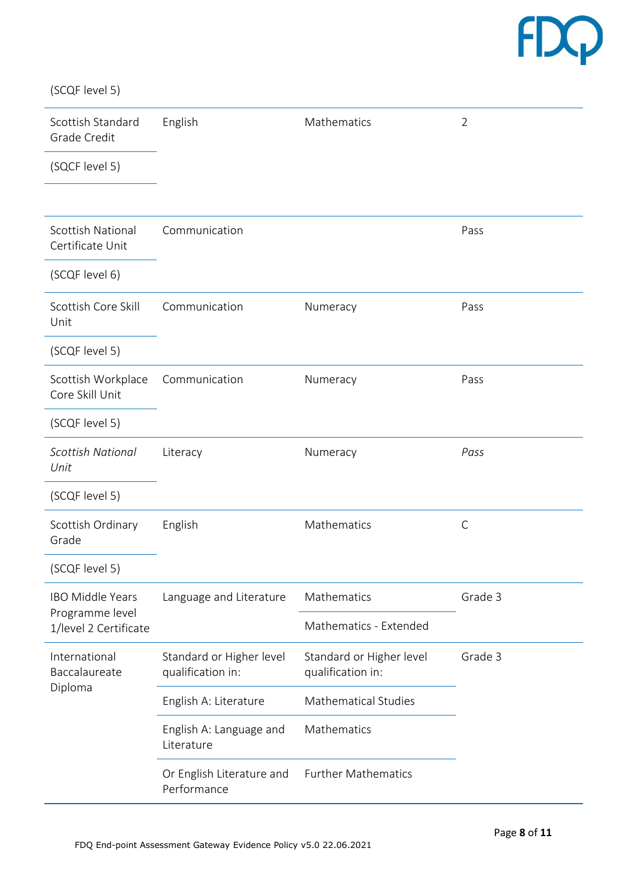| | | | |
|---|---|---|---|
| (SCQF level 5) | | | |
| Scottish Standard Grade Credit<br><br>(SQCF level 5) | English | Mathematics | 2 |
| Scottish National Certificate Unit<br><br>(SCQF level 6) | Communication | | Pass |
| Scottish Core Skill Unit<br><br>(SCQF level 5) | Communication | Numeracy | Pass |
| Scottish Workplace Core Skill Unit<br><br>(SCQF level 5) | Communication | Numeracy | Pass |
| *Scottish National Unit*<br><br>(SCQF level 5) | Literacy | Numeracy | *Pass* |
| Scottish Ordinary Grade<br><br>(SCQF level 5) | English | Mathematics | C |
| IBO Middle Years Programme level 1/level 2 Certificate | Language and Literature | Mathematics<br><br>Mathematics - Extended | Grade 3 |
| International Baccalaureate Diploma | Standard or Higher level qualification in:<br><br>English A: Literature<br><br>English A: Language and Literature<br><br>Or English Literature and Performance | Standard or Higher level qualification in:<br><br>Mathematical Studies<br><br>Mathematics<br><br>Further Mathematics | Grade 3 |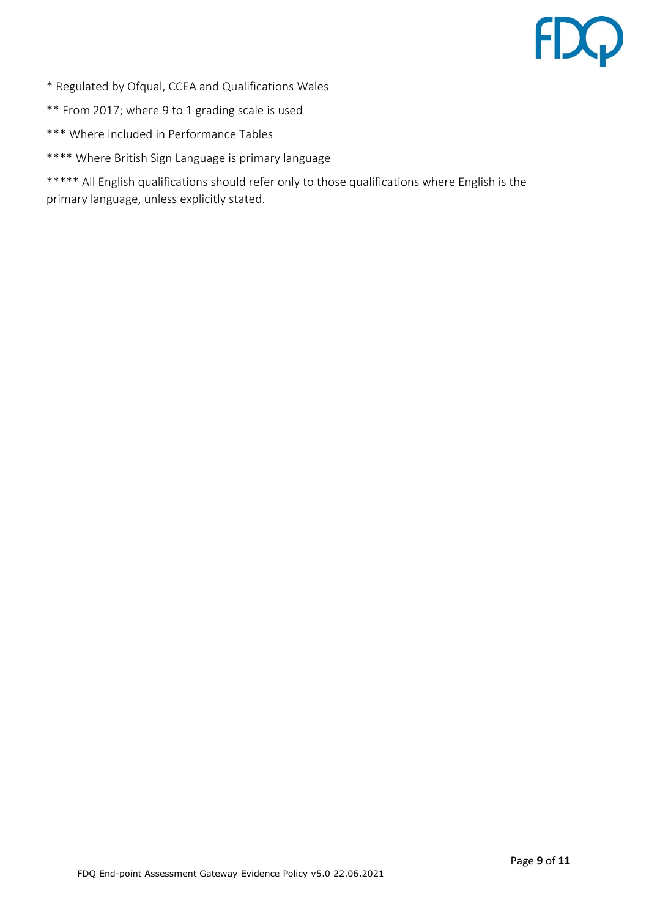* Regulated by Ofqual, CCEA and Qualifications Wales

** From 2017; where 9 to 1 grading scale is used

*** Where included in Performance Tables

**** Where British Sign Language is primary language

***** All English qualifications should refer only to those qualifications where English is the primary language, unless explicitly stated.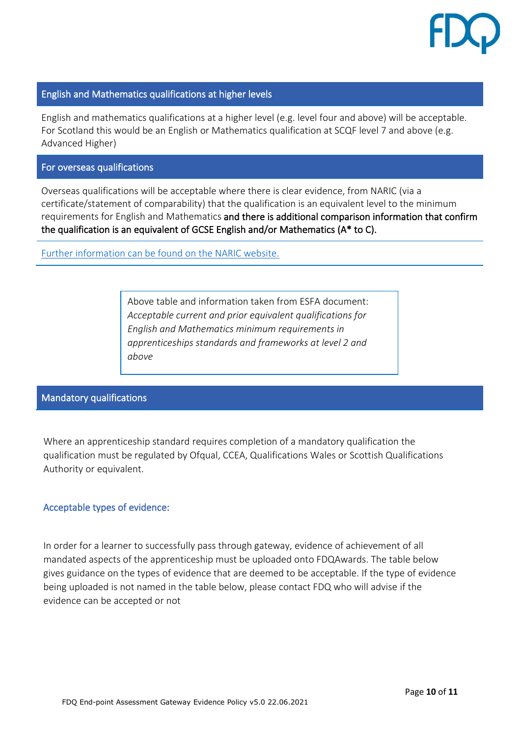## English and Mathematics qualifications at higher levels

English and mathematics qualifications at a higher level (e.g. level four and above) will be acceptable. For Scotland this would be an English or Mathematics qualification at SCQF level 7 and above (e.g. Advanced Higher)

## For overseas qualifications

Overseas qualifications will be acceptable where there is clear evidence, from NARIC (via a certificate/statement of comparability) that the qualification is an equivalent level to the minimum requirements for English and Mathematics **and there is additional comparison information that confirm the qualification is an equivalent of GCSE English and/or Mathematics (A* to C).**

[Further information can be found on the NARIC website.]

Above table and information taken from ESFA document: *Acceptable current and prior equivalent qualifications for English and Mathematics minimum requirements in apprenticeships standards and frameworks at level 2 and above*

## Mandatory qualifications

Where an apprenticeship standard requires completion of a mandatory qualification the qualification must be regulated by Ofqual, CCEA, Qualifications Wales or Scottish Qualifications Authority or equivalent.

### Acceptable types of evidence:

In order for a learner to successfully pass through gateway, evidence of achievement of all mandated aspects of the apprenticeship must be uploaded onto FDQAwards. The table below gives guidance on the types of evidence that are deemed to be acceptable. If the type of evidence being uploaded is not named in the table below, please contact FDQ who will advise if the evidence can be accepted or not

FDQ End-point Assessment Gateway Evidence Policy v5.0 22.06.2021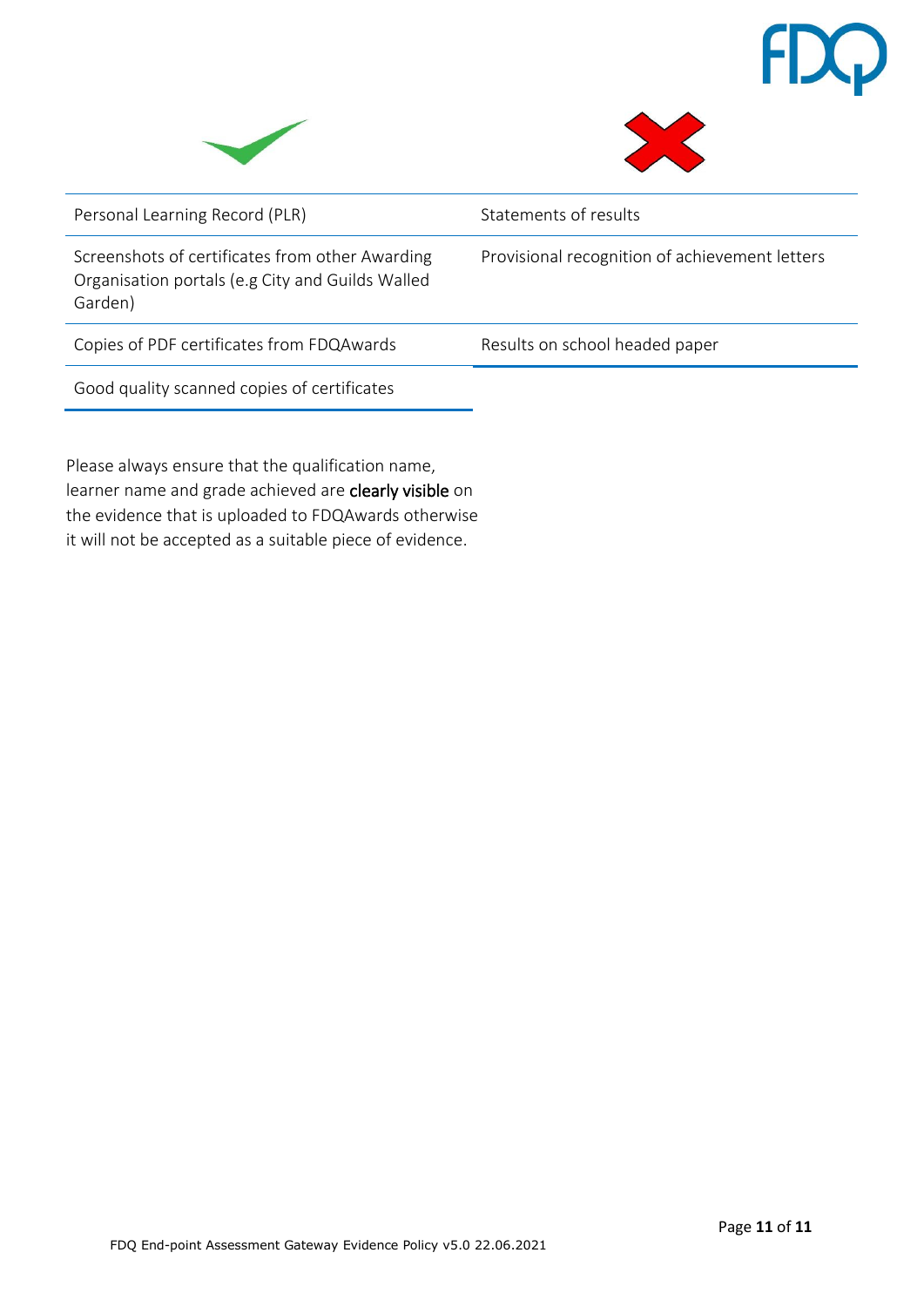| ✔ | ✘ |
| --- | --- |
| Personal Learning Record (PLR) | Statements of results |
| Screenshots of certificates from other Awarding Organisation portals (e.g City and Guilds Walled Garden) | Provisional recognition of achievement letters |
| Copies of PDF certificates from FDQAwards | Results on school headed paper |
| Good quality scanned copies of certificates | |

Please always ensure that the qualification name, learner name and grade achieved are **clearly visible** on the evidence that is uploaded to FDQAwards otherwise it will not be accepted as a suitable piece of evidence.